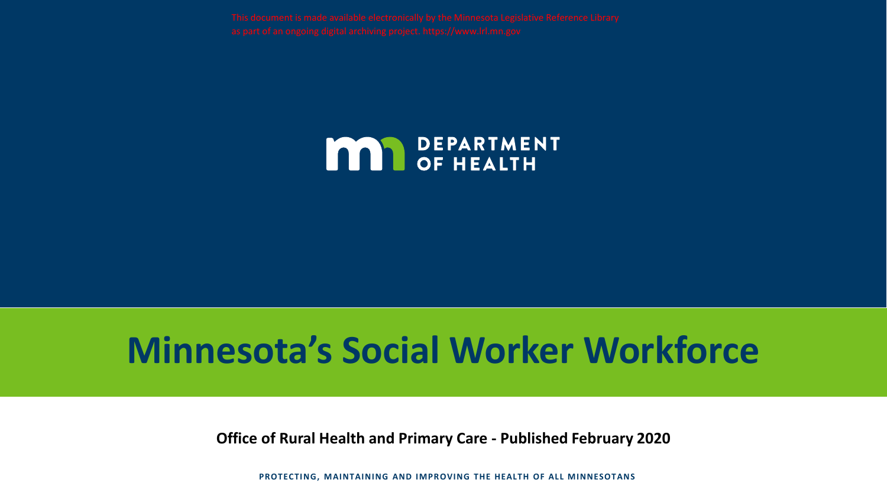This document is made available electronically by the Minnesota Legislative Reference Library as part of an ongoing digital archiving project. https://www.lrl.mn.gov

DEPARTMENT OF HEALTH

# Minnesota's Social Worker Workforce

**Office of Rural Health and Primary Care - Published February 2020**

**PROTECTING, MAINTAINING AND IMPROVING THE HEALTH OF ALL MINNESOTANS**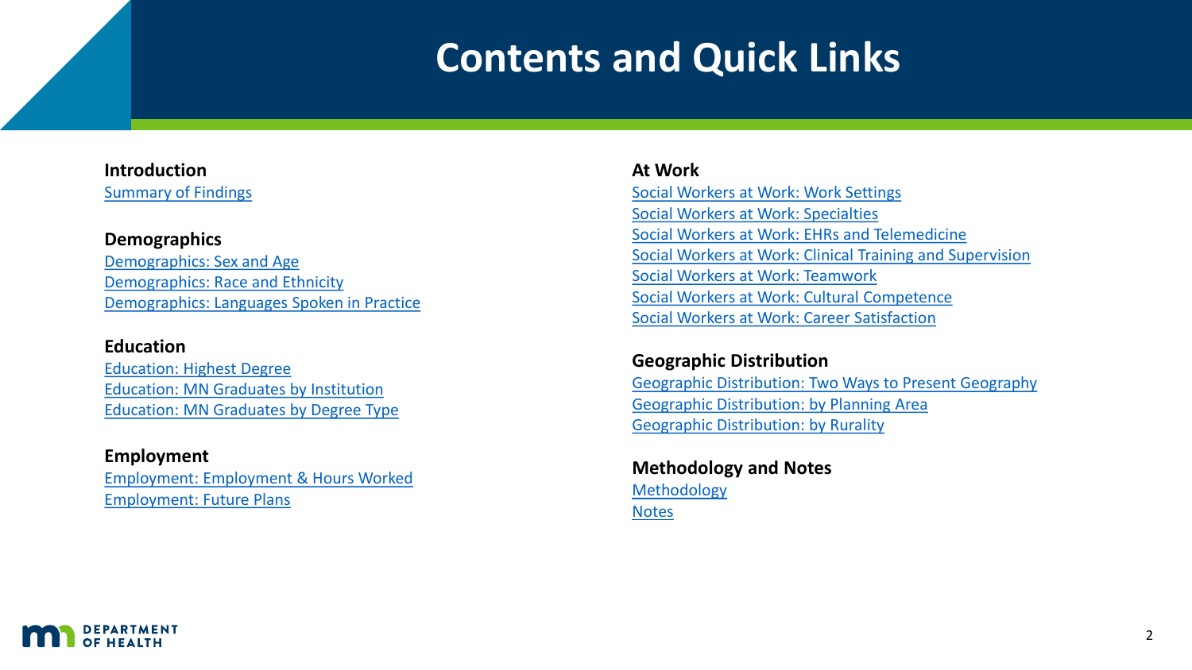# Contents and Quick Links

**Introduction**

Summary of Findings

**Demographics**

Demographics: Sex and Age
Demographics: Race and Ethnicity
Demographics: Languages Spoken in Practice

**Education**

Education: Highest Degree
Education: MN Graduates by Institution
Education: MN Graduates by Degree Type

**Employment**

Employment: Employment & Hours Worked
Employment: Future Plans

**At Work**

Social Workers at Work: Work Settings
Social Workers at Work: Specialties
Social Workers at Work: EHRs and Telemedicine
Social Workers at Work: Clinical Training and Supervision
Social Workers at Work: Teamwork
Social Workers at Work: Cultural Competence
Social Workers at Work: Career Satisfaction

**Geographic Distribution**

Geographic Distribution: Two Ways to Present Geography
Geographic Distribution: by Planning Area
Geographic Distribution: by Rurality

**Methodology and Notes**

Methodology
Notes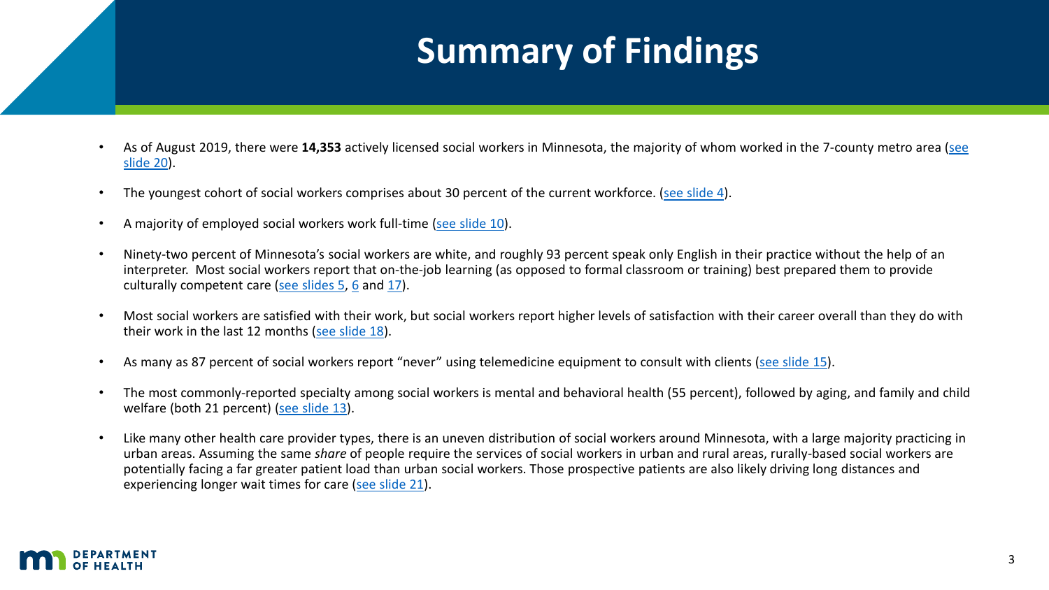# Summary of Findings

- As of August 2019, there were **14,353** actively licensed social workers in Minnesota, the majority of whom worked in the 7-county metro area (see slide 20).
- The youngest cohort of social workers comprises about 30 percent of the current workforce. (see slide 4).
- A majority of employed social workers work full-time (see slide 10).
- Ninety-two percent of Minnesota's social workers are white, and roughly 93 percent speak only English in their practice without the help of an interpreter. Most social workers report that on-the-job learning (as opposed to formal classroom or training) best prepared them to provide culturally competent care (see slides 5, 6 and 17).
- Most social workers are satisfied with their work, but social workers report higher levels of satisfaction with their career overall than they do with their work in the last 12 months (see slide 18).
- As many as 87 percent of social workers report "never" using telemedicine equipment to consult with clients (see slide 15).
- The most commonly-reported specialty among social workers is mental and behavioral health (55 percent), followed by aging, and family and child welfare (both 21 percent) (see slide 13).
- Like many other health care provider types, there is an uneven distribution of social workers around Minnesota, with a large majority practicing in urban areas. Assuming the same *share* of people require the services of social workers in urban and rural areas, rurally-based social workers are potentially facing a far greater patient load than urban social workers. Those prospective patients are also likely driving long distances and experiencing longer wait times for care (see slide 21).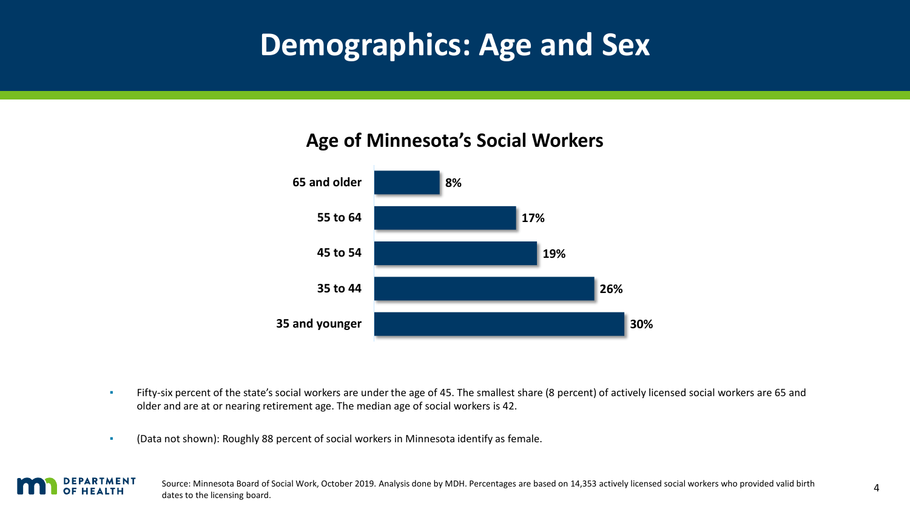# Demographics: Age and Sex

## Age of Minnesota's Social Workers

| Age group | Percent |
|---|---|
| 65 and older | 8% |
| 55 to 64 | 17% |
| 45 to 54 | 19% |
| 35 to 44 | 26% |
| 35 and younger | 30% |

- Fifty-six percent of the state's social workers are under the age of 45. The smallest share (8 percent) of actively licensed social workers are 65 and older and are at or nearing retirement age. The median age of social workers is 42.
- (Data not shown): Roughly 88 percent of social workers in Minnesota identify as female.

Source: Minnesota Board of Social Work, October 2019. Analysis done by MDH. Percentages are based on 14,353 actively licensed social workers who provided valid birth dates to the licensing board.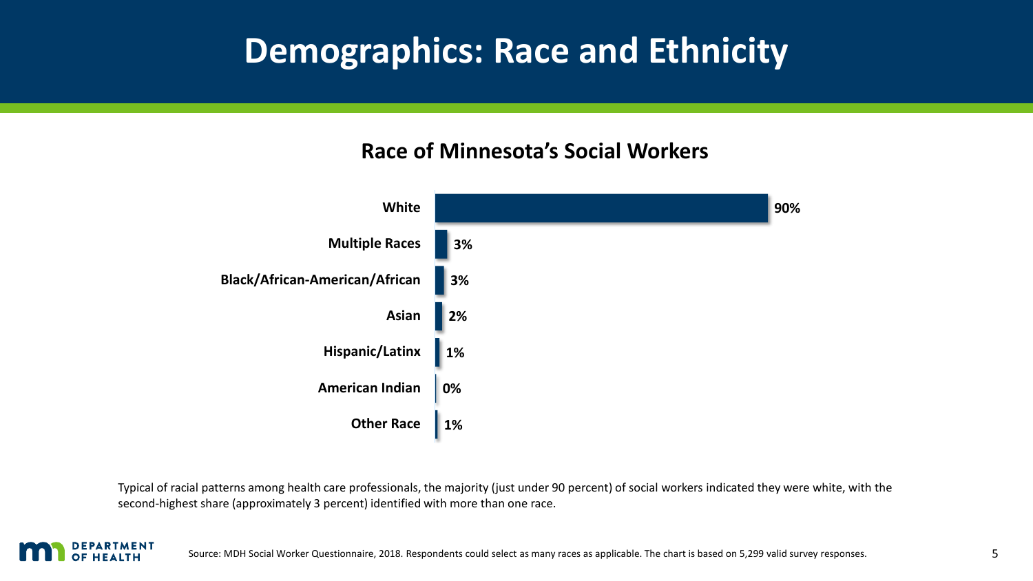# Demographics: Race and Ethnicity

## Race of Minnesota's Social Workers

| Race | Percent |
| --- | --- |
| White | 90% |
| Multiple Races | 3% |
| Black/African-American/African | 3% |
| Asian | 2% |
| Hispanic/Latinx | 1% |
| American Indian | 0% |
| Other Race | 1% |

Typical of racial patterns among health care professionals, the majority (just under 90 percent) of social workers indicated they were white, with the second-highest share (approximately 3 percent) identified with more than one race.

Source: MDH Social Worker Questionnaire, 2018. Respondents could select as many races as applicable. The chart is based on 5,299 valid survey responses.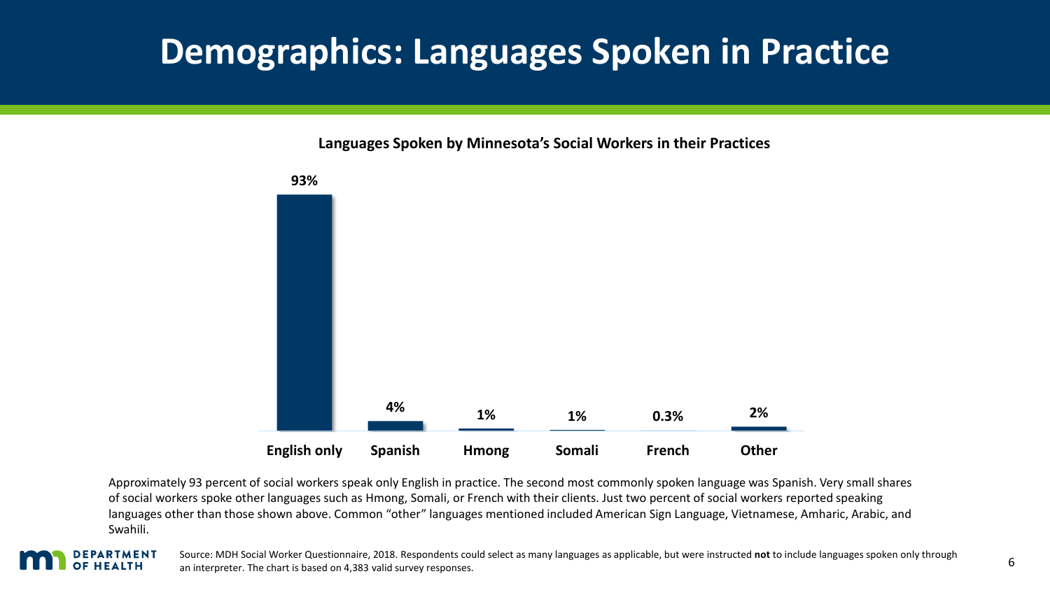# Demographics: Languages Spoken in Practice

**Languages Spoken by Minnesota's Social Workers in their Practices**

| Language | Percent |
|---|---|
| English only | 93% |
| Spanish | 4% |
| Hmong | 1% |
| Somali | 1% |
| French | 0.3% |
| Other | 2% |

Approximately 93 percent of social workers speak only English in practice. The second most commonly spoken language was Spanish. Very small shares of social workers spoke other languages such as Hmong, Somali, or French with their clients. Just two percent of social workers reported speaking languages other than those shown above. Common "other" languages mentioned included American Sign Language, Vietnamese, Amharic, Arabic, and Swahili.

Source: MDH Social Worker Questionnaire, 2018. Respondents could select as many languages as applicable, but were instructed **not** to include languages spoken only through an interpreter. The chart is based on 4,383 valid survey responses.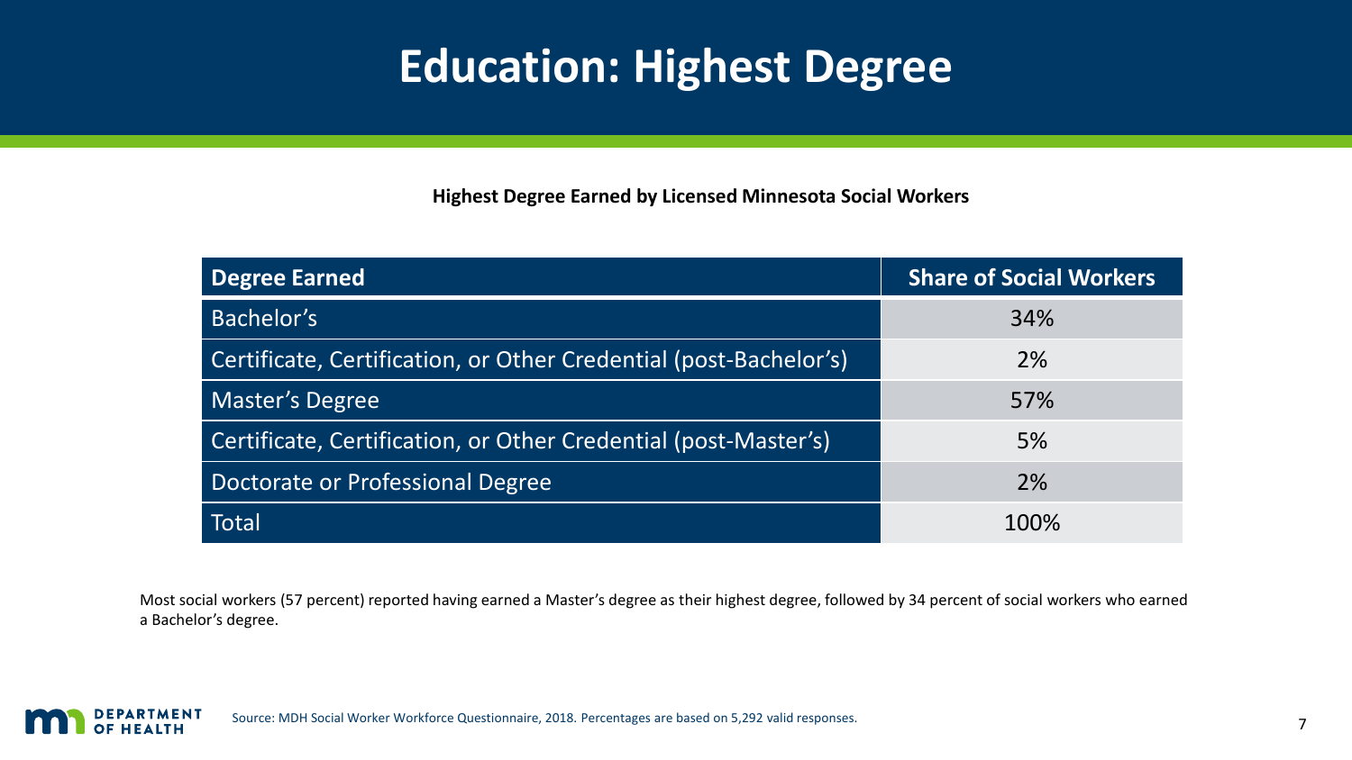# Education: Highest Degree

**Highest Degree Earned by Licensed Minnesota Social Workers**

| Degree Earned | Share of Social Workers |
|---|---|
| Bachelor's | 34% |
| Certificate, Certification, or Other Credential (post-Bachelor's) | 2% |
| Master's Degree | 57% |
| Certificate, Certification, or Other Credential (post-Master's) | 5% |
| Doctorate or Professional Degree | 2% |
| Total | 100% |

Most social workers (57 percent) reported having earned a Master's degree as their highest degree, followed by 34 percent of social workers who earned a Bachelor's degree.

Source: MDH Social Worker Workforce Questionnaire, 2018. Percentages are based on 5,292 valid responses.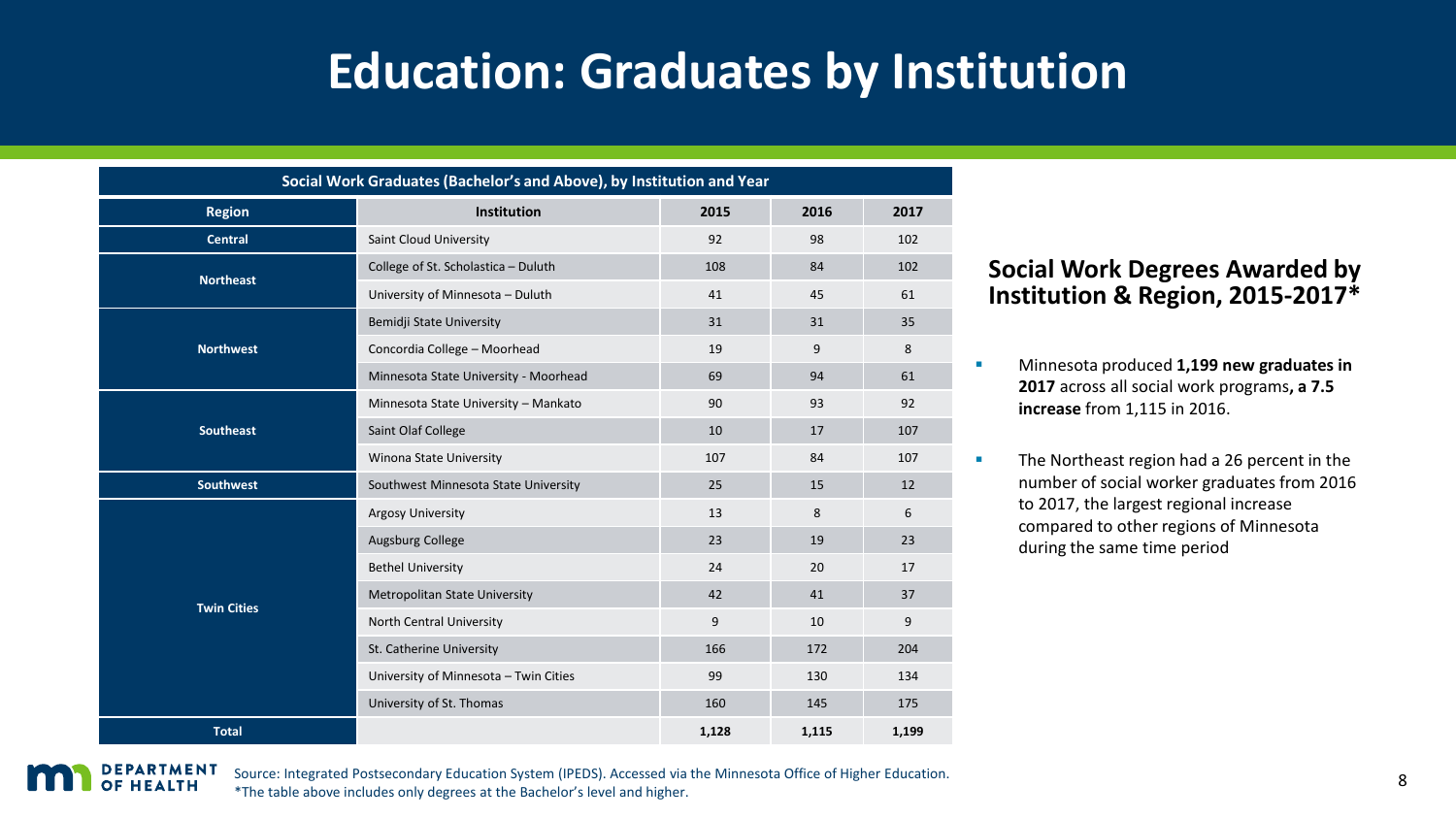# Education: Graduates by Institution

| Social Work Graduates (Bachelor's and Above), by Institution and Year | | | | |
|---|---|---|---|---|
| **Region** | **Institution** | **2015** | **2016** | **2017** |
| **Central** | Saint Cloud University | 92 | 98 | 102 |
| **Northeast** | College of St. Scholastica – Duluth | 108 | 84 | 102 |
| | University of Minnesota – Duluth | 41 | 45 | 61 |
| **Northwest** | Bemidji State University | 31 | 31 | 35 |
| | Concordia College – Moorhead | 19 | 9 | 8 |
| | Minnesota State University - Moorhead | 69 | 94 | 61 |
| **Southeast** | Minnesota State University – Mankato | 90 | 93 | 92 |
| | Saint Olaf College | 10 | 17 | 107 |
| | Winona State University | 107 | 84 | 107 |
| **Southwest** | Southwest Minnesota State University | 25 | 15 | 12 |
| **Twin Cities** | Argosy University | 13 | 8 | 6 |
| | Augsburg College | 23 | 19 | 23 |
| | Bethel University | 24 | 20 | 17 |
| | Metropolitan State University | 42 | 41 | 37 |
| | North Central University | 9 | 10 | 9 |
| | St. Catherine University | 166 | 172 | 204 |
| | University of Minnesota – Twin Cities | 99 | 130 | 134 |
| | University of St. Thomas | 160 | 145 | 175 |
| **Total** | | **1,128** | **1,115** | **1,199** |

## Social Work Degrees Awarded by Institution & Region, 2015-2017*

- Minnesota produced **1,199 new graduates in 2017** across all social work programs**, a 7.5 increase** from 1,115 in 2016.
- The Northeast region had a 26 percent in the number of social worker graduates from 2016 to 2017, the largest regional increase compared to other regions of Minnesota during the same time period

Source: Integrated Postsecondary Education System (IPEDS). Accessed via the Minnesota Office of Higher Education.
*The table above includes only degrees at the Bachelor's level and higher.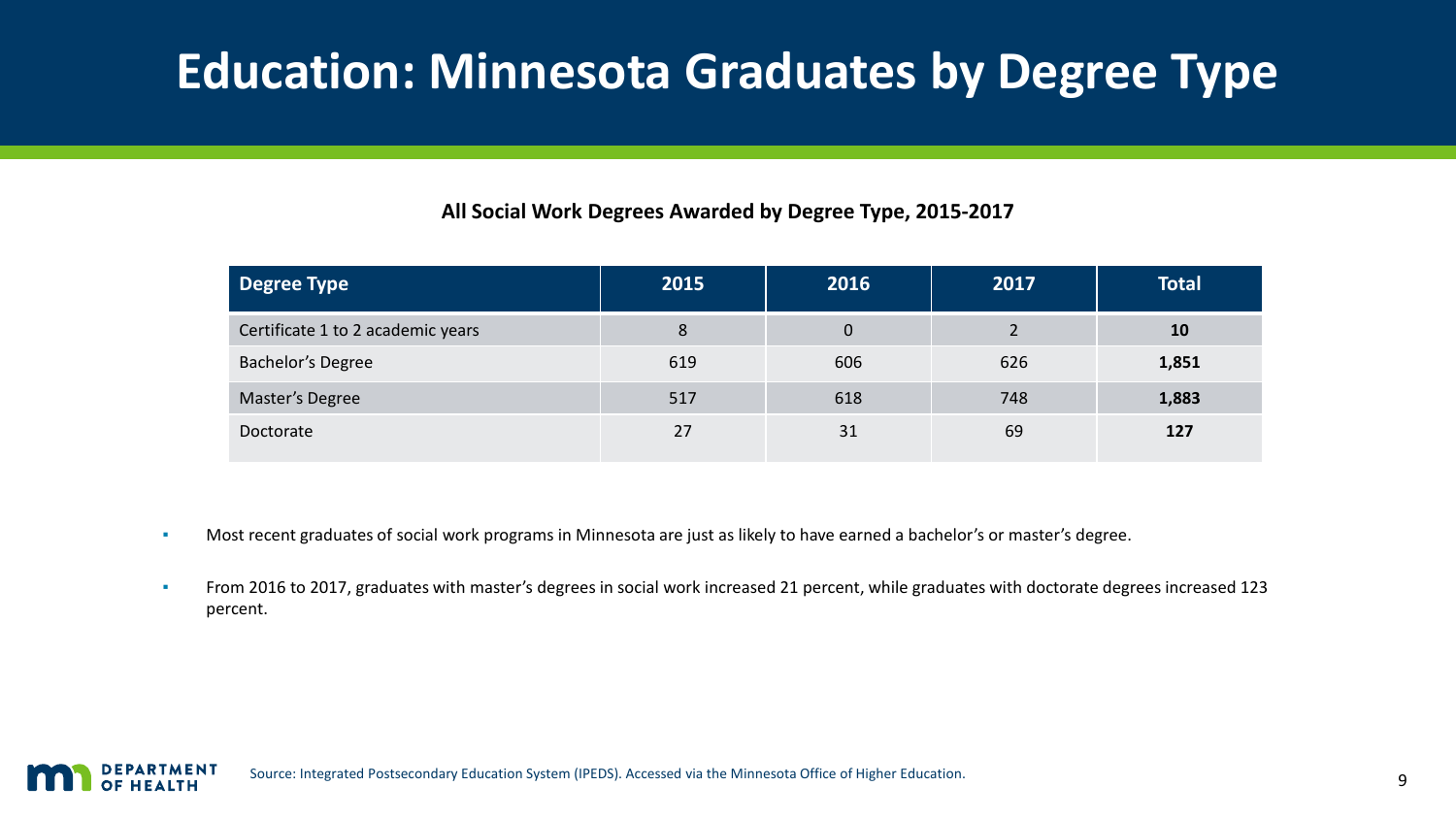# Education: Minnesota Graduates by Degree Type

**All Social Work Degrees Awarded by Degree Type, 2015-2017**

| Degree Type | 2015 | 2016 | 2017 | Total |
|---|---|---|---|---|
| Certificate 1 to 2 academic years | 8 | 0 | 2 | **10** |
| Bachelor's Degree | 619 | 606 | 626 | **1,851** |
| Master's Degree | 517 | 618 | 748 | **1,883** |
| Doctorate | 27 | 31 | 69 | **127** |

- Most recent graduates of social work programs in Minnesota are just as likely to have earned a bachelor's or master's degree.
- From 2016 to 2017, graduates with master's degrees in social work increased 21 percent, while graduates with doctorate degrees increased 123 percent.

Source: Integrated Postsecondary Education System (IPEDS). Accessed via the Minnesota Office of Higher Education.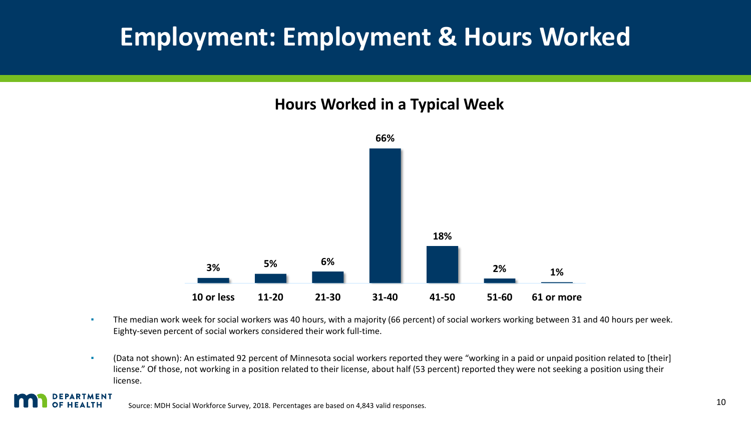# Employment: Employment & Hours Worked

## Hours Worked in a Typical Week

| Hours | Percent |
|---|---|
| 10 or less | 3% |
| 11-20 | 5% |
| 21-30 | 6% |
| 31-40 | 66% |
| 41-50 | 18% |
| 51-60 | 2% |
| 61 or more | 1% |

- The median work week for social workers was 40 hours, with a majority (66 percent) of social workers working between 31 and 40 hours per week. Eighty-seven percent of social workers considered their work full-time.
- (Data not shown): An estimated 92 percent of Minnesota social workers reported they were "working in a paid or unpaid position related to [their] license." Of those, not working in a position related to their license, about half (53 percent) reported they were not seeking a position using their license.

Source: MDH Social Workforce Survey, 2018. Percentages are based on 4,843 valid responses.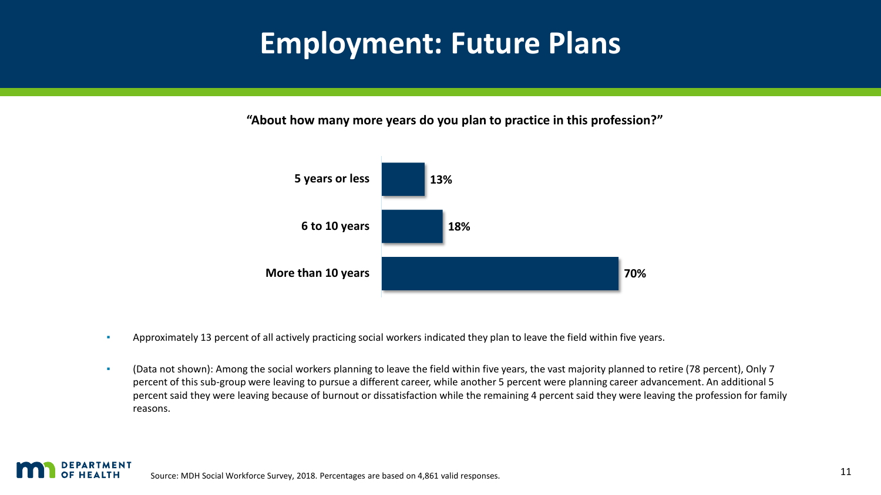# Employment: Future Plans

**"About how many more years do you plan to practice in this profession?"**

| Response | Percent |
| --- | --- |
| 5 years or less | 13% |
| 6 to 10 years | 18% |
| More than 10 years | 70% |

- Approximately 13 percent of all actively practicing social workers indicated they plan to leave the field within five years.
- (Data not shown): Among the social workers planning to leave the field within five years, the vast majority planned to retire (78 percent), Only 7 percent of this sub-group were leaving to pursue a different career, while another 5 percent were planning career advancement. An additional 5 percent said they were leaving because of burnout or dissatisfaction while the remaining 4 percent said they were leaving the profession for family reasons.

Source: MDH Social Workforce Survey, 2018. Percentages are based on 4,861 valid responses.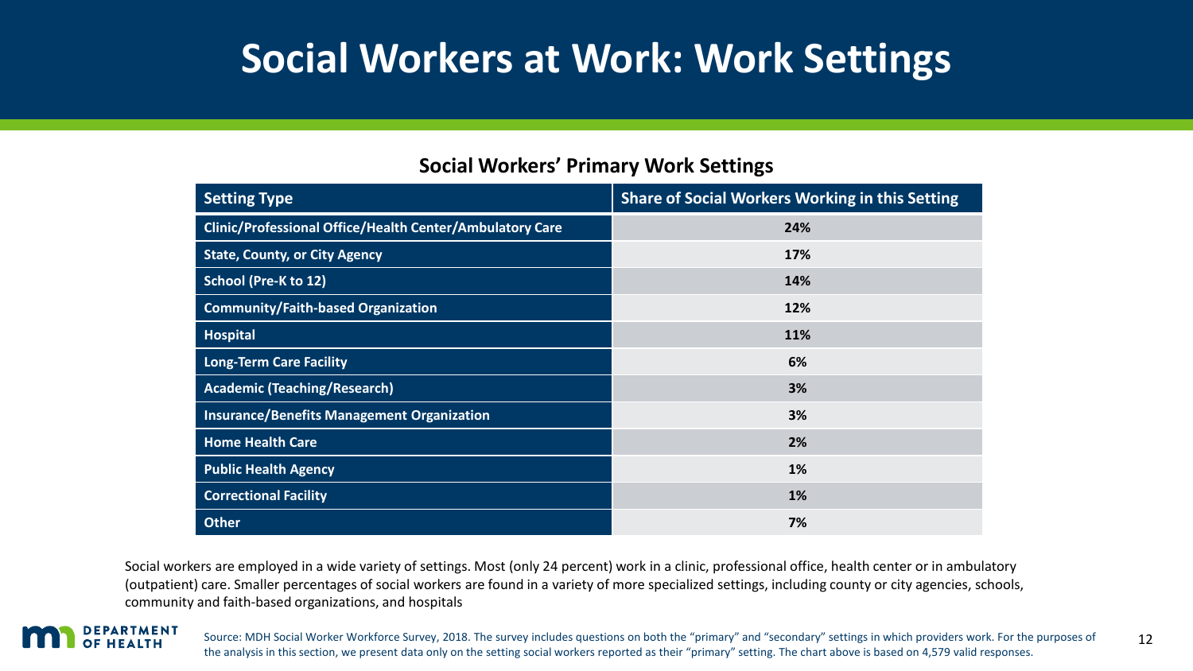# Social Workers at Work: Work Settings

**Social Workers' Primary Work Settings**

| Setting Type | Share of Social Workers Working in this Setting |
|---|---|
| Clinic/Professional Office/Health Center/Ambulatory Care | 24% |
| State, County, or City Agency | 17% |
| School (Pre-K to 12) | 14% |
| Community/Faith-based Organization | 12% |
| Hospital | 11% |
| Long-Term Care Facility | 6% |
| Academic (Teaching/Research) | 3% |
| Insurance/Benefits Management Organization | 3% |
| Home Health Care | 2% |
| Public Health Agency | 1% |
| Correctional Facility | 1% |
| Other | 7% |

Social workers are employed in a wide variety of settings. Most (only 24 percent) work in a clinic, professional office, health center or in ambulatory (outpatient) care. Smaller percentages of social workers are found in a variety of more specialized settings, including county or city agencies, schools, community and faith-based organizations, and hospitals

Source: MDH Social Worker Workforce Survey, 2018. The survey includes questions on both the "primary" and "secondary" settings in which providers work. For the purposes of the analysis in this section, we present data only on the setting social workers reported as their "primary" setting. The chart above is based on 4,579 valid responses.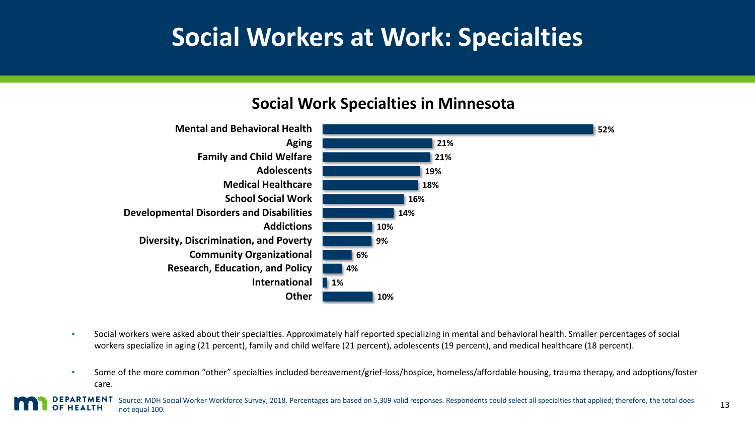# Social Workers at Work: Specialties

## Social Work Specialties in Minnesota

| Specialty | Percent |
|---|---|
| Mental and Behavioral Health | 52% |
| Aging | 21% |
| Family and Child Welfare | 21% |
| Adolescents | 19% |
| Medical Healthcare | 18% |
| School Social Work | 16% |
| Developmental Disorders and Disabilities | 14% |
| Addictions | 10% |
| Diversity, Discrimination, and Poverty | 9% |
| Community Organizational | 6% |
| Research, Education, and Policy | 4% |
| International | 1% |
| Other | 10% |

- Social workers were asked about their specialties. Approximately half reported specializing in mental and behavioral health. Smaller percentages of social workers specialize in aging (21 percent), family and child welfare (21 percent), adolescents (19 percent), and medical healthcare (18 percent).
- Some of the more common "other" specialties included bereavement/grief-loss/hospice, homeless/affordable housing, trauma therapy, and adoptions/foster care.

Source: MDH Social Worker Workforce Survey, 2018. Percentages are based on 5,309 valid responses. Respondents could select all specialties that applied; therefore, the total does not equal 100.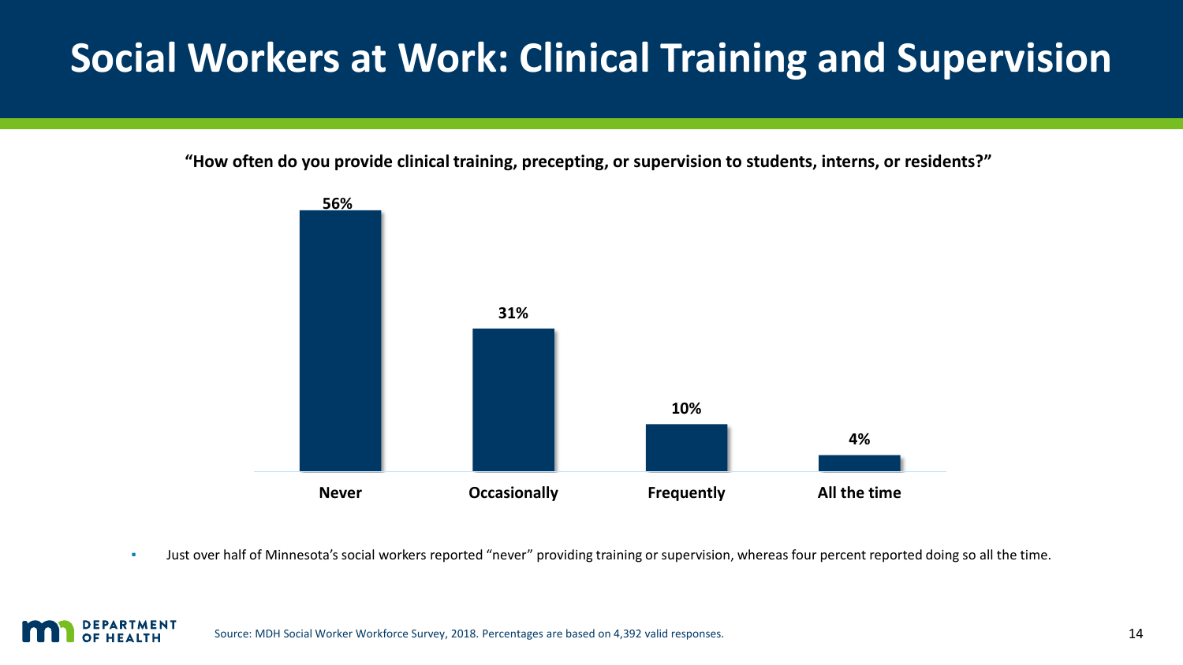# Social Workers at Work: Clinical Training and Supervision

**"How often do you provide clinical training, precepting, or supervision to students, interns, or residents?"**

| Response | Percent |
| --- | --- |
| Never | 56% |
| Occasionally | 31% |
| Frequently | 10% |
| All the time | 4% |

- Just over half of Minnesota's social workers reported "never" providing training or supervision, whereas four percent reported doing so all the time.

Source: MDH Social Worker Workforce Survey, 2018. Percentages are based on 4,392 valid responses.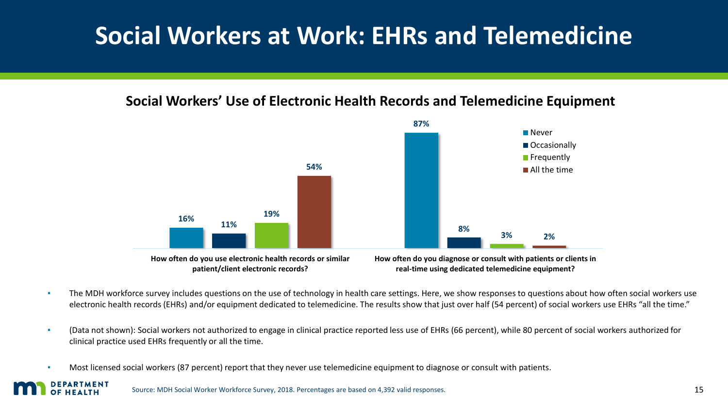# Social Workers at Work: EHRs and Telemedicine

## Social Workers' Use of Electronic Health Records and Telemedicine Equipment

| | Never | Occasionally | Frequently | All the time |
|---|---|---|---|---|
| How often do you use electronic health records or similar patient/client electronic records? | 16% | 11% | 19% | 54% |
| How often do you diagnose or consult with patients or clients in real-time using dedicated telemedicine equipment? | 87% | 8% | 3% | 2% |

- The MDH workforce survey includes questions on the use of technology in health care settings. Here, we show responses to questions about how often social workers use electronic health records (EHRs) and/or equipment dedicated to telemedicine. The results show that just over half (54 percent) of social workers use EHRs "all the time."
- (Data not shown): Social workers not authorized to engage in clinical practice reported less use of EHRs (66 percent), while 80 percent of social workers authorized for clinical practice used EHRs frequently or all the time.
- Most licensed social workers (87 percent) report that they never use telemedicine equipment to diagnose or consult with patients.

Source: MDH Social Worker Workforce Survey, 2018. Percentages are based on 4,392 valid responses.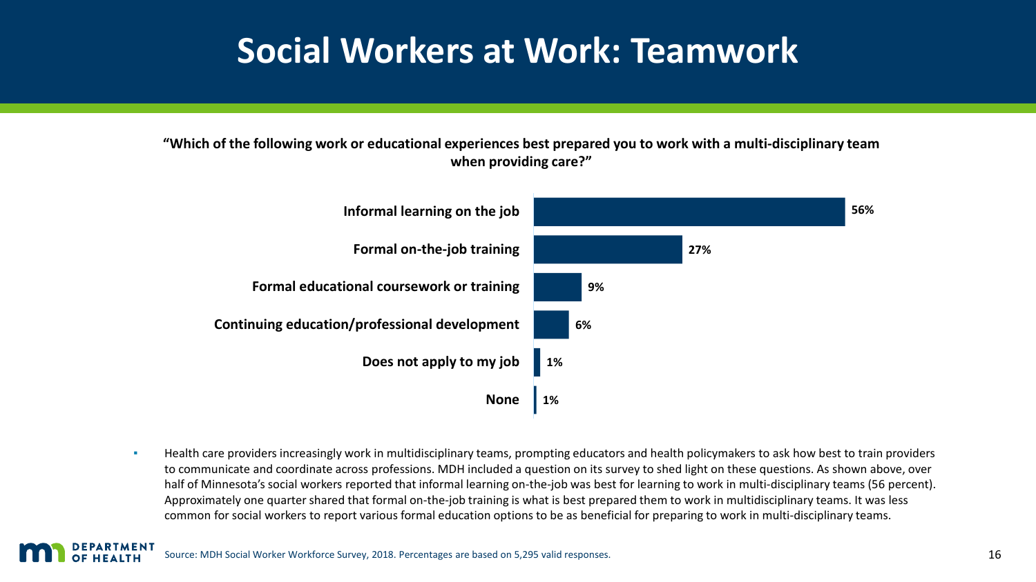# Social Workers at Work: Teamwork

**"Which of the following work or educational experiences best prepared you to work with a multi-disciplinary team when providing care?"**

| Response | Percent |
|---|---|
| Informal learning on the job | 56% |
| Formal on-the-job training | 27% |
| Formal educational coursework or training | 9% |
| Continuing education/professional development | 6% |
| Does not apply to my job | 1% |
| None | 1% |

- Health care providers increasingly work in multidisciplinary teams, prompting educators and health policymakers to ask how best to train providers to communicate and coordinate across professions. MDH included a question on its survey to shed light on these questions. As shown above, over half of Minnesota's social workers reported that informal learning on-the-job was best for learning to work in multi-disciplinary teams (56 percent). Approximately one quarter shared that formal on-the-job training is what is best prepared them to work in multidisciplinary teams. It was less common for social workers to report various formal education options to be as beneficial for preparing to work in multi-disciplinary teams.

Source: MDH Social Worker Workforce Survey, 2018. Percentages are based on 5,295 valid responses.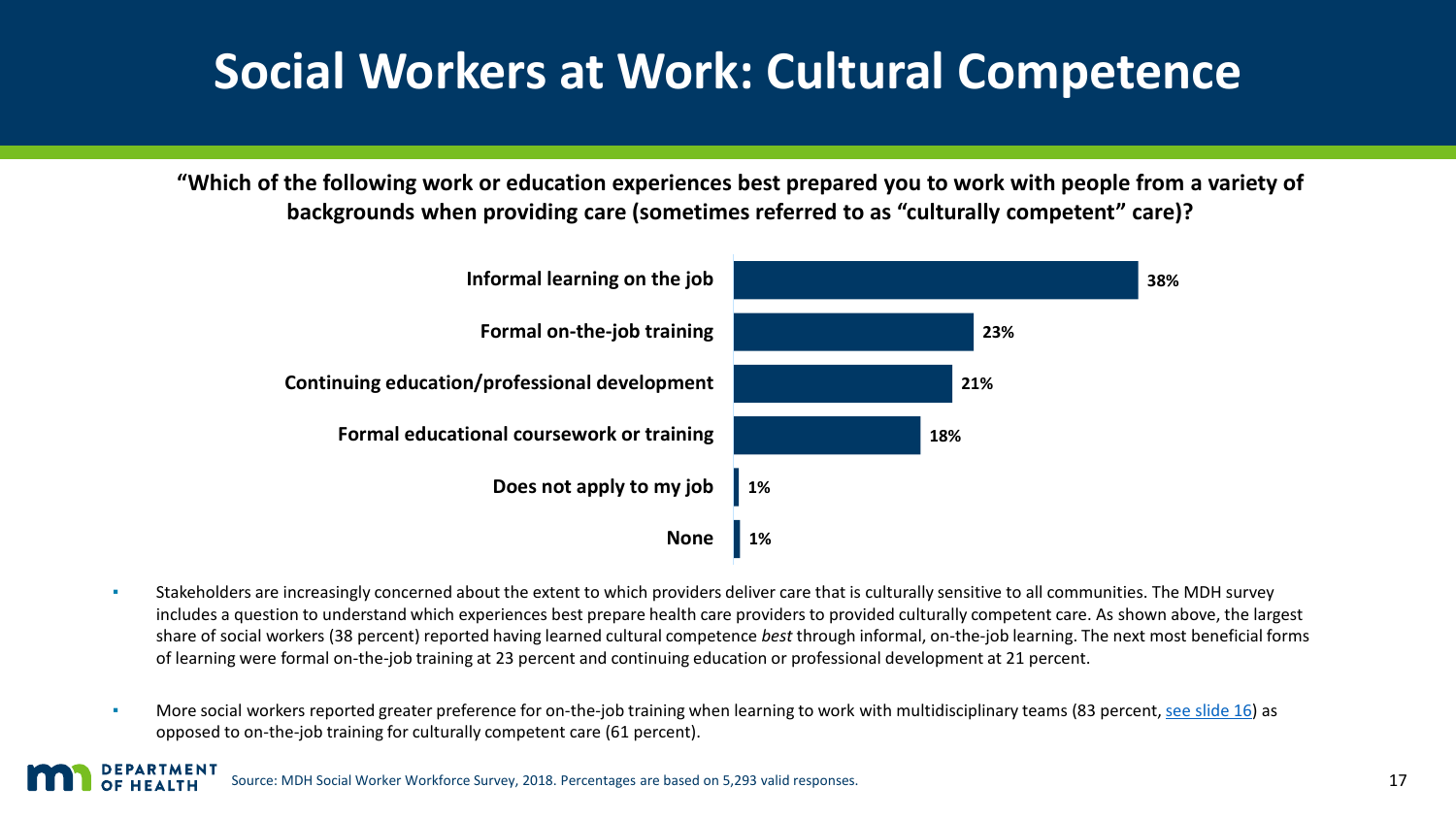# Social Workers at Work: Cultural Competence

**"Which of the following work or education experiences best prepared you to work with people from a variety of backgrounds when providing care (sometimes referred to as "culturally competent" care)?**

| Experience | Percent |
| --- | --- |
| Informal learning on the job | 38% |
| Formal on-the-job training | 23% |
| Continuing education/professional development | 21% |
| Formal educational coursework or training | 18% |
| Does not apply to my job | 1% |
| None | 1% |

- Stakeholders are increasingly concerned about the extent to which providers deliver care that is culturally sensitive to all communities. The MDH survey includes a question to understand which experiences best prepare health care providers to provided culturally competent care. As shown above, the largest share of social workers (38 percent) reported having learned cultural competence *best* through informal, on-the-job learning. The next most beneficial forms of learning were formal on-the-job training at 23 percent and continuing education or professional development at 21 percent.
- More social workers reported greater preference for on-the-job training when learning to work with multidisciplinary teams (83 percent, see slide 16) as opposed to on-the-job training for culturally competent care (61 percent).

Source: MDH Social Worker Workforce Survey, 2018. Percentages are based on 5,293 valid responses.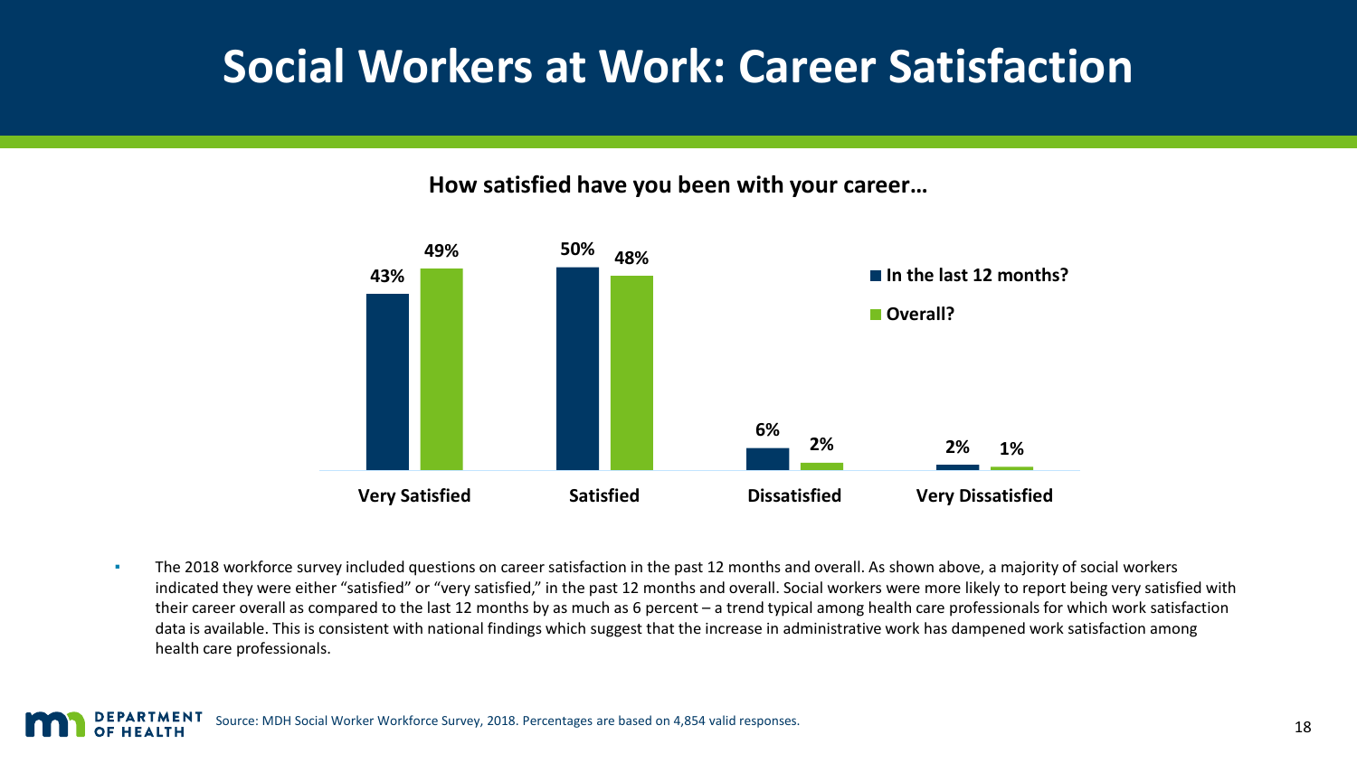# Social Workers at Work: Career Satisfaction

**How satisfied have you been with your career…**

| | In the last 12 months? | Overall? |
|---|---|---|
| Very Satisfied | 43% | 49% |
| Satisfied | 50% | 48% |
| Dissatisfied | 6% | 2% |
| Very Dissatisfied | 2% | 1% |

- The 2018 workforce survey included questions on career satisfaction in the past 12 months and overall. As shown above, a majority of social workers indicated they were either "satisfied" or "very satisfied," in the past 12 months and overall. Social workers were more likely to report being very satisfied with their career overall as compared to the last 12 months by as much as 6 percent – a trend typical among health care professionals for which work satisfaction data is available. This is consistent with national findings which suggest that the increase in administrative work has dampened work satisfaction among health care professionals.

Source: MDH Social Worker Workforce Survey, 2018. Percentages are based on 4,854 valid responses.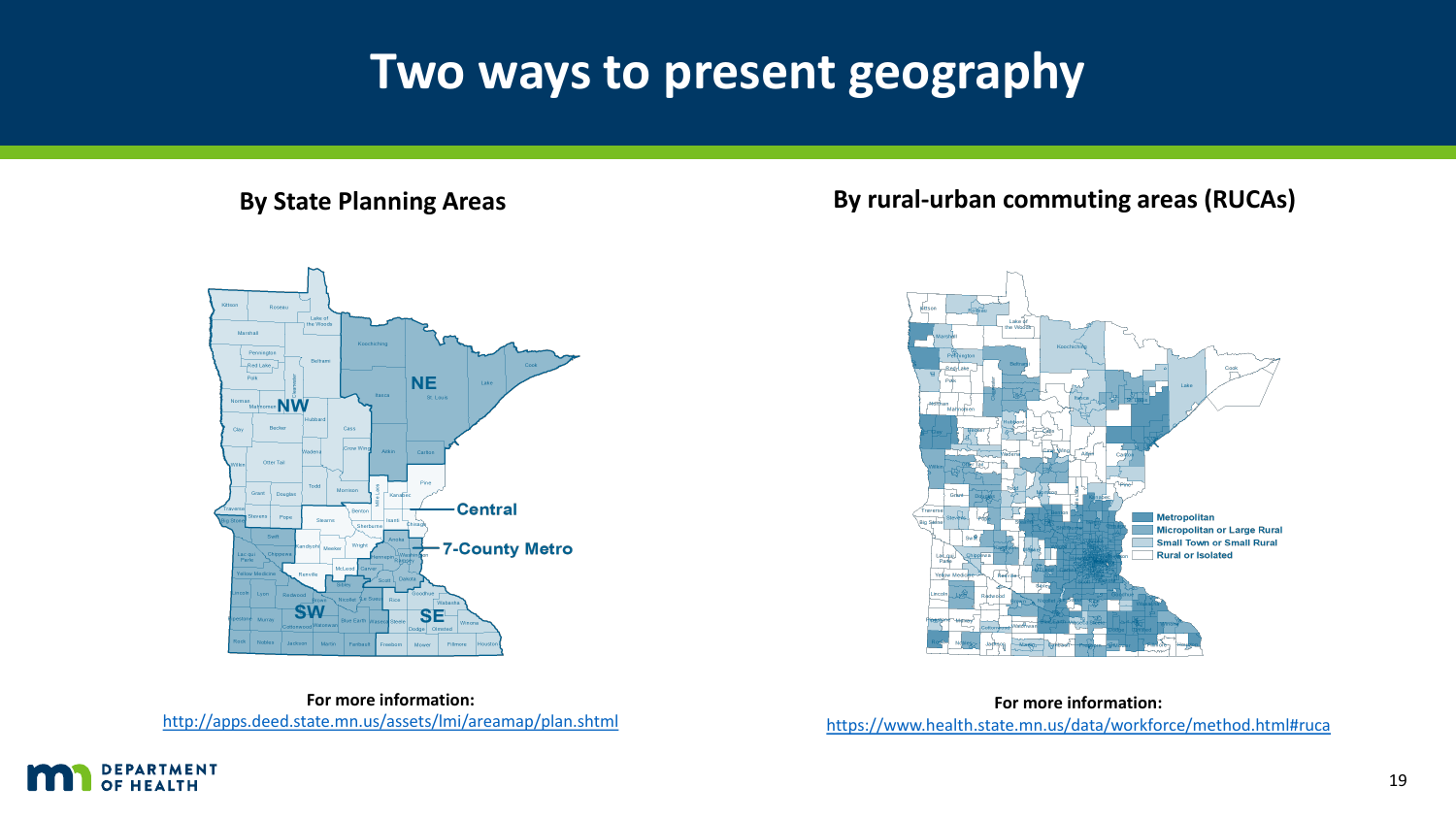# Two ways to present geography

## By State Planning Areas

NW

NE

Central

7-County Metro

SW

SE

For more information:
http://apps.deed.state.mn.us/assets/lmi/areamap/plan.shtml

## By rural-urban commuting areas (RUCAs)

- Metropolitan
- Micropolitan or Large Rural
- Small Town or Small Rural
- Rural or Isolated

For more information:
https://www.health.state.mn.us/data/workforce/method.html#ruca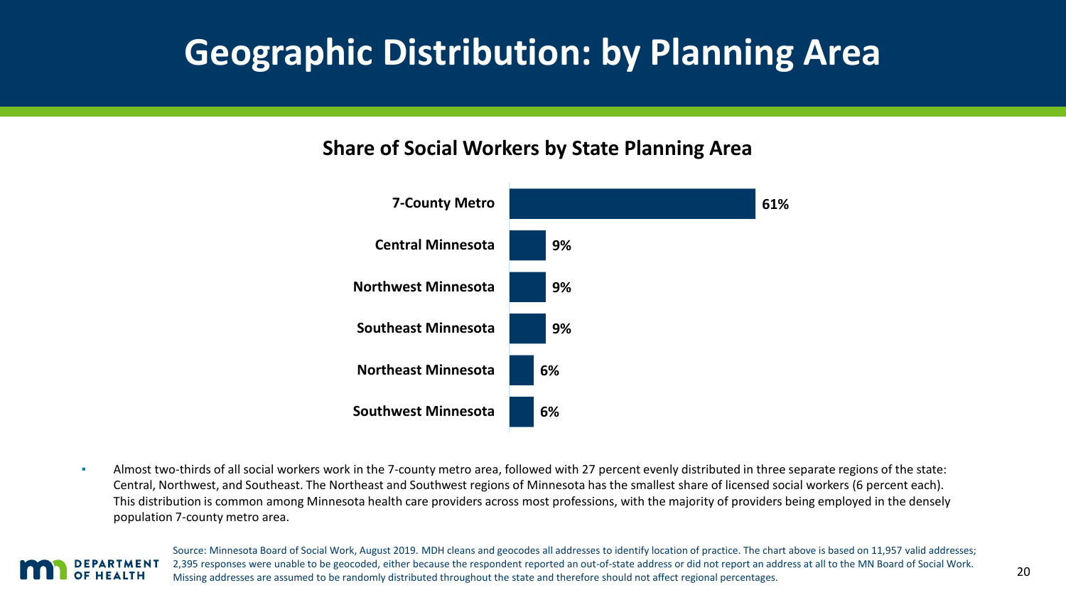# Geographic Distribution: by Planning Area

## Share of Social Workers by State Planning Area

| State Planning Area | Share |
|---|---|
| 7-County Metro | 61% |
| Central Minnesota | 9% |
| Northwest Minnesota | 9% |
| Southeast Minnesota | 9% |
| Northeast Minnesota | 6% |
| Southwest Minnesota | 6% |

- Almost two-thirds of all social workers work in the 7-county metro area, followed with 27 percent evenly distributed in three separate regions of the state: Central, Northwest, and Southeast. The Northeast and Southwest regions of Minnesota has the smallest share of licensed social workers (6 percent each). This distribution is common among Minnesota health care providers across most professions, with the majority of providers being employed in the densely population 7-county metro area.

Source: Minnesota Board of Social Work, August 2019. MDH cleans and geocodes all addresses to identify location of practice. The chart above is based on 11,957 valid addresses; 2,395 responses were unable to be geocoded, either because the respondent reported an out-of-state address or did not report an address at all to the MN Board of Social Work. Missing addresses are assumed to be randomly distributed throughout the state and therefore should not affect regional percentages.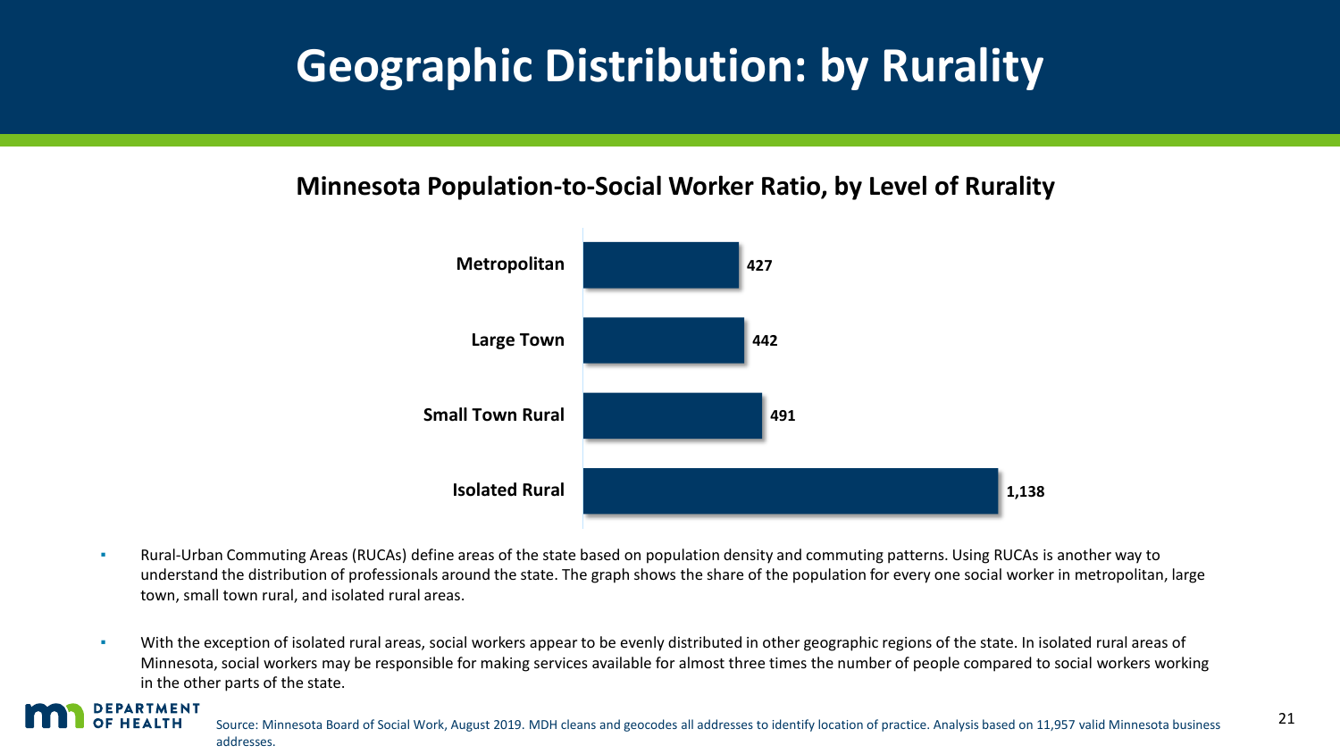# Geographic Distribution: by Rurality

### Minnesota Population-to-Social Worker Ratio, by Level of Rurality

| Level of Rurality | Population-to-Social Worker Ratio |
|---|---|
| Metropolitan | 427 |
| Large Town | 442 |
| Small Town Rural | 491 |
| Isolated Rural | 1,138 |

- Rural-Urban Commuting Areas (RUCAs) define areas of the state based on population density and commuting patterns. Using RUCAs is another way to understand the distribution of professionals around the state. The graph shows the share of the population for every one social worker in metropolitan, large town, small town rural, and isolated rural areas.
- With the exception of isolated rural areas, social workers appear to be evenly distributed in other geographic regions of the state. In isolated rural areas of Minnesota, social workers may be responsible for making services available for almost three times the number of people compared to social workers working in the other parts of the state.

Source: Minnesota Board of Social Work, August 2019. MDH cleans and geocodes all addresses to identify location of practice. Analysis based on 11,957 valid Minnesota business addresses.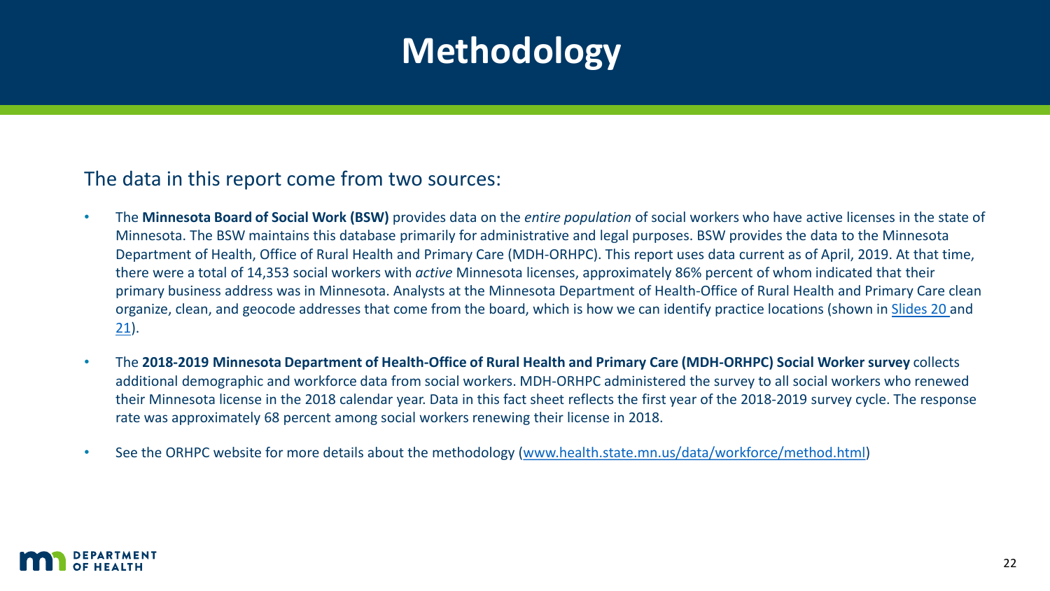# Methodology

The data in this report come from two sources:

- The **Minnesota Board of Social Work (BSW)** provides data on the *entire population* of social workers who have active licenses in the state of Minnesota. The BSW maintains this database primarily for administrative and legal purposes. BSW provides the data to the Minnesota Department of Health, Office of Rural Health and Primary Care (MDH-ORHPC). This report uses data current as of April, 2019. At that time, there were a total of 14,353 social workers with *active* Minnesota licenses, approximately 86% percent of whom indicated that their primary business address was in Minnesota. Analysts at the Minnesota Department of Health-Office of Rural Health and Primary Care clean organize, clean, and geocode addresses that come from the board, which is how we can identify practice locations (shown in [Slides 20](#) and [21](#)).
- The **2018-2019 Minnesota Department of Health-Office of Rural Health and Primary Care (MDH-ORHPC) Social Worker survey** collects additional demographic and workforce data from social workers. MDH-ORHPC administered the survey to all social workers who renewed their Minnesota license in the 2018 calendar year. Data in this fact sheet reflects the first year of the 2018-2019 survey cycle. The response rate was approximately 68 percent among social workers renewing their license in 2018.
- See the ORHPC website for more details about the methodology ([www.health.state.mn.us/data/workforce/method.html](http://www.health.state.mn.us/data/workforce/method.html))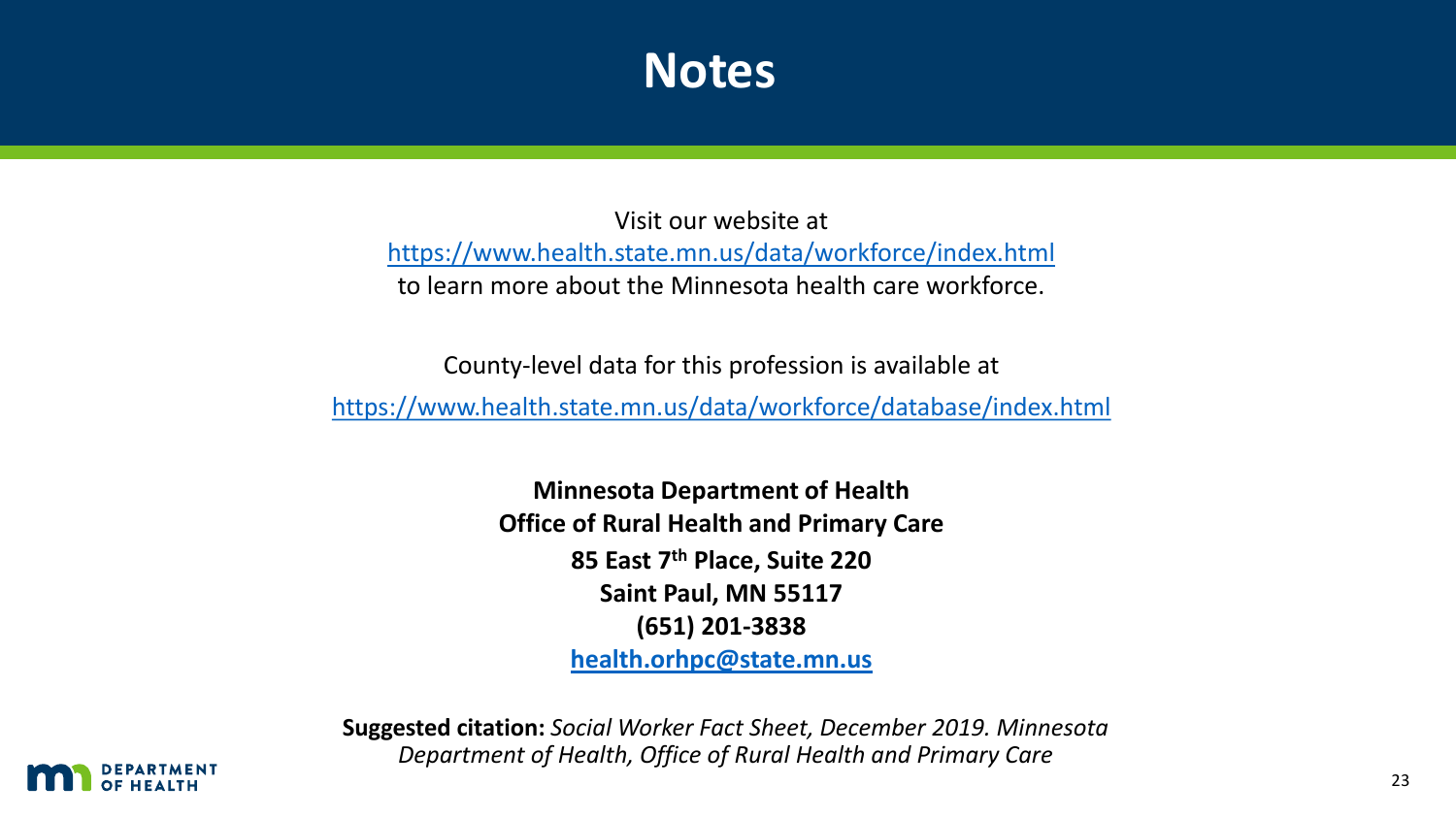# Notes

Visit our website at
https://www.health.state.mn.us/data/workforce/index.html
to learn more about the Minnesota health care workforce.

County-level data for this profession is available at
https://www.health.state.mn.us/data/workforce/database/index.html

**Minnesota Department of Health**
**Office of Rural Health and Primary Care**
**85 East 7th Place, Suite 220**
**Saint Paul, MN 55117**
**(651) 201-3838**
**health.orhpc@state.mn.us**

**Suggested citation:** *Social Worker Fact Sheet, December 2019. Minnesota Department of Health, Office of Rural Health and Primary Care*